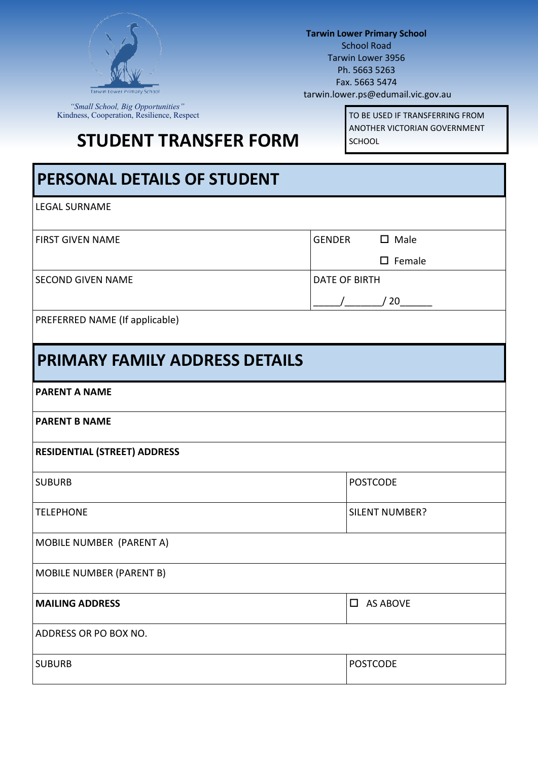Tarwin Lower Primary School

*"Small School, Big Opportunities"*
Kindness, Cooperation, Resilience, Respect

**Tarwin Lower Primary School**
School Road
Tarwin Lower 3956
Ph. 5663 5263
Fax. 5663 5474
tarwin.lower.ps@edumail.vic.gov.au

# STUDENT TRANSFER FORM

TO BE USED IF TRANSFERRING FROM ANOTHER VICTORIAN GOVERNMENT SCHOOL

## PERSONAL DETAILS OF STUDENT

| LEGAL SURNAME | |
|---|---|
| FIRST GIVEN NAME | GENDER ☐ Male ☐ Female |
| SECOND GIVEN NAME | DATE OF BIRTH _____/_______/ 20______ |
| PREFERRED NAME (If applicable) | |

## PRIMARY FAMILY ADDRESS DETAILS

| **PARENT A NAME** | |
|---|---|
| **PARENT B NAME** | |
| **RESIDENTIAL (STREET) ADDRESS** | |
| SUBURB | POSTCODE |
| TELEPHONE | SILENT NUMBER? |
| MOBILE NUMBER (PARENT A) | |
| MOBILE NUMBER (PARENT B) | |
| **MAILING ADDRESS** | ☐ AS ABOVE |
| ADDRESS OR PO BOX NO. | |
| SUBURB | POSTCODE |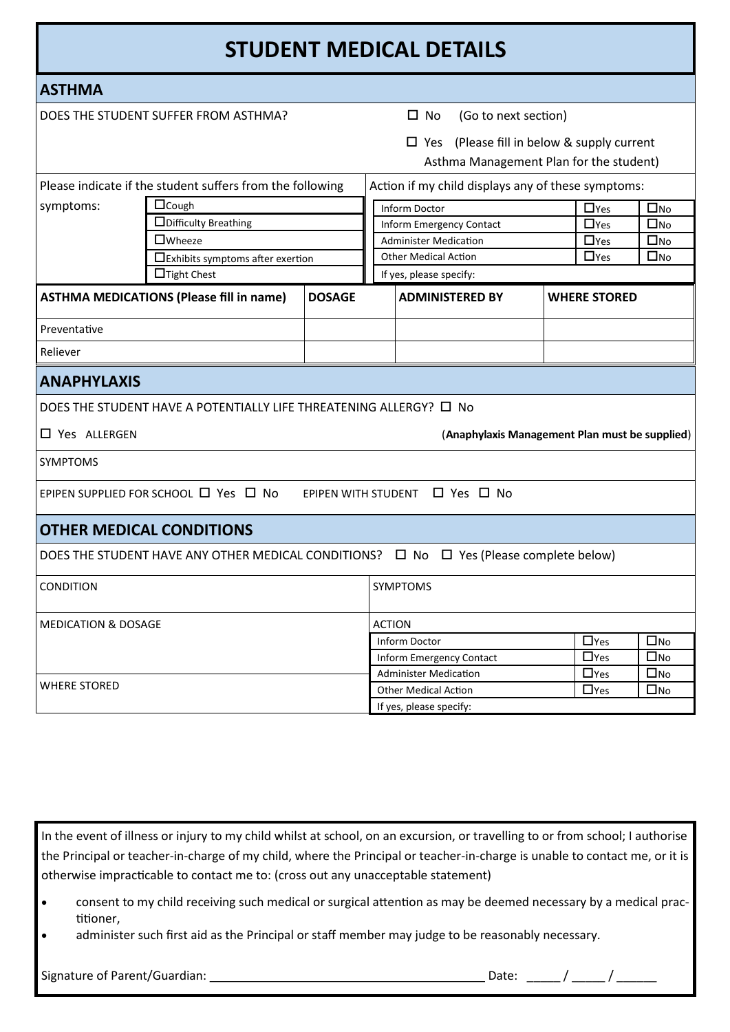# STUDENT MEDICAL DETAILS

## ASTHMA

DOES THE STUDENT SUFFER FROM ASTHMA?

☐ No (Go to next section)

☐ Yes (Please fill in below & supply current Asthma Management Plan for the student)

| Please indicate if the student suffers from the following symptoms: | | Action if my child displays any of these symptoms: | | |
|---|---|---|---|---|
| | ☐Cough | Inform Doctor | ☐Yes | ☐No |
| | ☐Difficulty Breathing | Inform Emergency Contact | ☐Yes | ☐No |
| | ☐Wheeze | Administer Medication | ☐Yes | ☐No |
| | ☐Exhibits symptoms after exertion | Other Medical Action | ☐Yes | ☐No |
| | ☐Tight Chest | If yes, please specify: | | |

| ASTHMA MEDICATIONS (Please fill in name) | DOSAGE | ADMINISTERED BY | WHERE STORED |
|---|---|---|---|
| Preventative | | | |
| Reliever | | | |

## ANAPHYLAXIS

DOES THE STUDENT HAVE A POTENTIALLY LIFE THREATENING ALLERGY? ☐ No

☐ Yes ALLERGEN (**Anaphylaxis Management Plan must be supplied**)

SYMPTOMS

EPIPEN SUPPLIED FOR SCHOOL ☐ Yes ☐ No EPIPEN WITH STUDENT ☐ Yes ☐ No

## OTHER MEDICAL CONDITIONS

DOES THE STUDENT HAVE ANY OTHER MEDICAL CONDITIONS? ☐ No ☐ Yes (Please complete below)

| CONDITION | SYMPTOMS | | |
|---|---|---|---|
| MEDICATION & DOSAGE | ACTION | | |
| | Inform Doctor | ☐Yes | ☐No |
| | Inform Emergency Contact | ☐Yes | ☐No |
| | Administer Medication | ☐Yes | ☐No |
| WHERE STORED | Other Medical Action | ☐Yes | ☐No |
| | If yes, please specify: | | |

In the event of illness or injury to my child whilst at school, on an excursion, or travelling to or from school; I authorise the Principal or teacher-in-charge of my child, where the Principal or teacher-in-charge is unable to contact me, or it is otherwise impracticable to contact me to: (cross out any unacceptable statement)

- consent to my child receiving such medical or surgical attention as may be deemed necessary by a medical practitioner,
- administer such first aid as the Principal or staff member may judge to be reasonably necessary.

Signature of Parent/Guardian: ________________________________________ Date: _____ / _____ / ______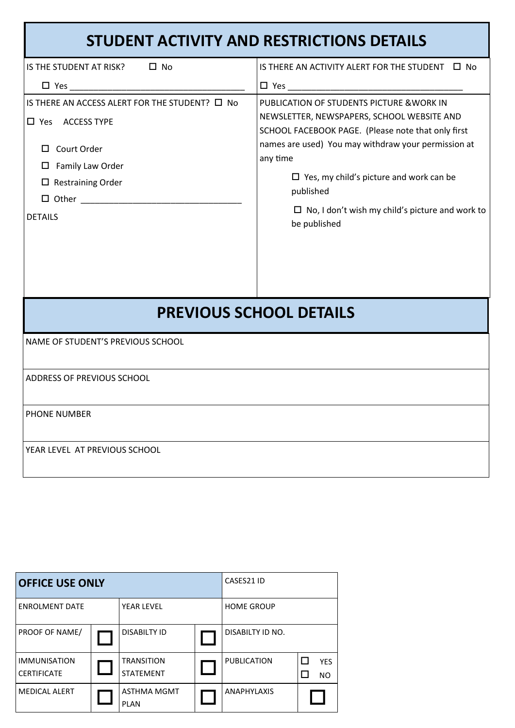## STUDENT ACTIVITY AND RESTRICTIONS DETAILS

| | |
|---|---|
| IS THE STUDENT AT RISK? ☐ No<br>☐ Yes ____________________________________ | IS THERE AN ACTIVITY ALERT FOR THE STUDENT ☐ No<br>☐ Yes ____________________________________ |
| IS THERE AN ACCESS ALERT FOR THE STUDENT? ☐ No<br>☐ Yes ACCESS TYPE<br>☐ Court Order<br>☐ Family Law Order<br>☐ Restraining Order<br>☐ Other ________________________________<br>DETAILS | PUBLICATION OF STUDENTS PICTURE &WORK IN NEWSLETTER, NEWSPAPERS, SCHOOL WEBSITE AND SCHOOL FACEBOOK PAGE. (Please note that only first names are used) You may withdraw your permission at any time<br>☐ Yes, my child's picture and work can be published<br>☐ No, I don't wish my child's picture and work to be published |

## PREVIOUS SCHOOL DETAILS

| |
|---|
| NAME OF STUDENT'S PREVIOUS SCHOOL |
| ADDRESS OF PREVIOUS SCHOOL |
| PHONE NUMBER |
| YEAR LEVEL AT PREVIOUS SCHOOL |

| **OFFICE USE ONLY** | | | | CASES21 ID | |
|---|---|---|---|---|---|
| ENROLMENT DATE | | YEAR LEVEL | | HOME GROUP | |
| PROOF OF NAME/ | ☐ | DISABILTY ID | ☐ | DISABILTY ID NO. | |
| IMMUNISATION CERTIFICATE | ☐ | TRANSITION STATEMENT | ☐ | PUBLICATION | ☐ YES<br>☐ NO |
| MEDICAL ALERT | ☐ | ASTHMA MGMT PLAN | ☐ | ANAPHYLAXIS | ☐ |